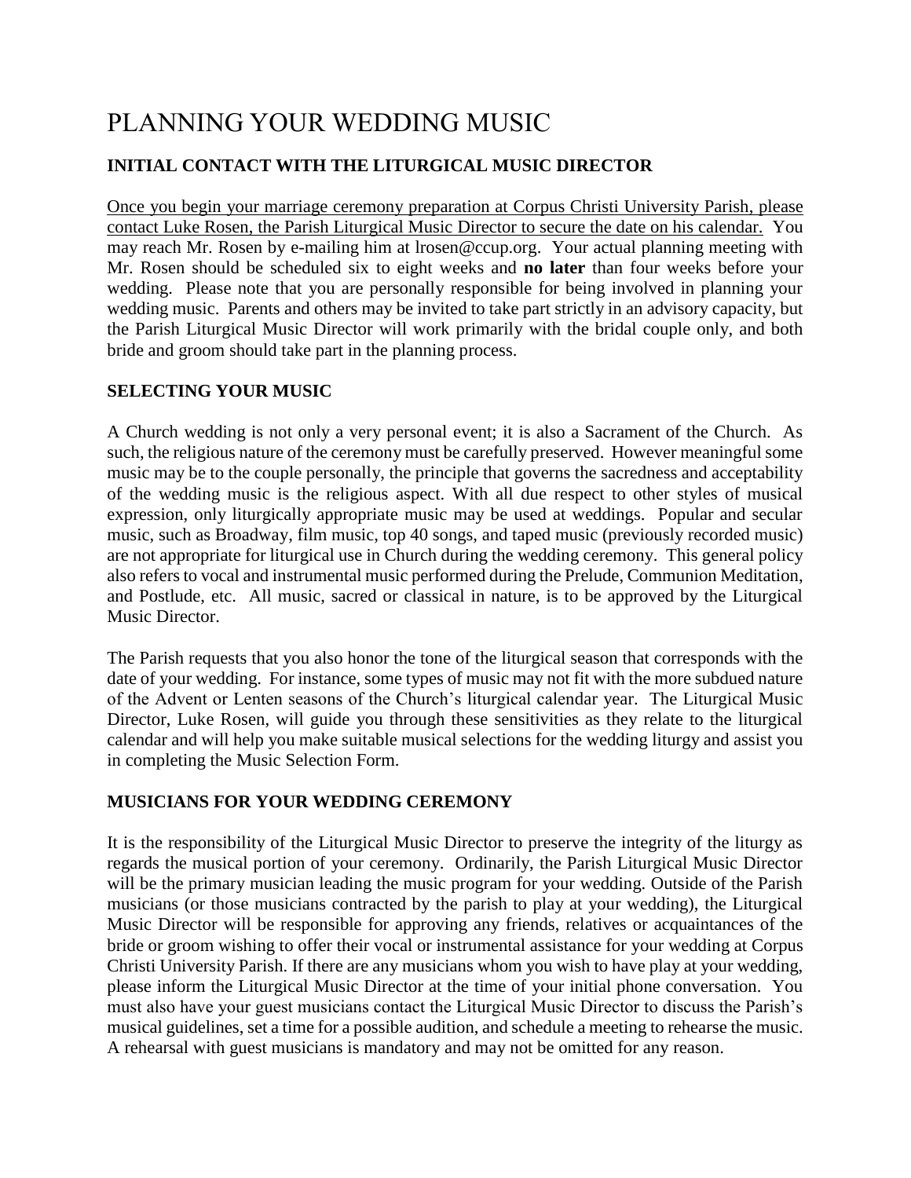# PLANNING YOUR WEDDING MUSIC

## INITIAL CONTACT WITH THE LITURGICAL MUSIC DIRECTOR

<u>Once you begin your marriage ceremony preparation at Corpus Christi University Parish, please contact Luke Rosen, the Parish Liturgical Music Director to secure the date on his calendar.</u> You may reach Mr. Rosen by e-mailing him at lrosen@ccup.org. Your actual planning meeting with Mr. Rosen should be scheduled six to eight weeks and **no later** than four weeks before your wedding. Please note that you are personally responsible for being involved in planning your wedding music. Parents and others may be invited to take part strictly in an advisory capacity, but the Parish Liturgical Music Director will work primarily with the bridal couple only, and both bride and groom should take part in the planning process.

## SELECTING YOUR MUSIC

A Church wedding is not only a very personal event; it is also a Sacrament of the Church. As such, the religious nature of the ceremony must be carefully preserved. However meaningful some music may be to the couple personally, the principle that governs the sacredness and acceptability of the wedding music is the religious aspect. With all due respect to other styles of musical expression, only liturgically appropriate music may be used at weddings. Popular and secular music, such as Broadway, film music, top 40 songs, and taped music (previously recorded music) are not appropriate for liturgical use in Church during the wedding ceremony. This general policy also refers to vocal and instrumental music performed during the Prelude, Communion Meditation, and Postlude, etc. All music, sacred or classical in nature, is to be approved by the Liturgical Music Director.

The Parish requests that you also honor the tone of the liturgical season that corresponds with the date of your wedding. For instance, some types of music may not fit with the more subdued nature of the Advent or Lenten seasons of the Church's liturgical calendar year. The Liturgical Music Director, Luke Rosen, will guide you through these sensitivities as they relate to the liturgical calendar and will help you make suitable musical selections for the wedding liturgy and assist you in completing the Music Selection Form.

## MUSICIANS FOR YOUR WEDDING CEREMONY

It is the responsibility of the Liturgical Music Director to preserve the integrity of the liturgy as regards the musical portion of your ceremony. Ordinarily, the Parish Liturgical Music Director will be the primary musician leading the music program for your wedding. Outside of the Parish musicians (or those musicians contracted by the parish to play at your wedding), the Liturgical Music Director will be responsible for approving any friends, relatives or acquaintances of the bride or groom wishing to offer their vocal or instrumental assistance for your wedding at Corpus Christi University Parish. If there are any musicians whom you wish to have play at your wedding, please inform the Liturgical Music Director at the time of your initial phone conversation. You must also have your guest musicians contact the Liturgical Music Director to discuss the Parish's musical guidelines, set a time for a possible audition, and schedule a meeting to rehearse the music. A rehearsal with guest musicians is mandatory and may not be omitted for any reason.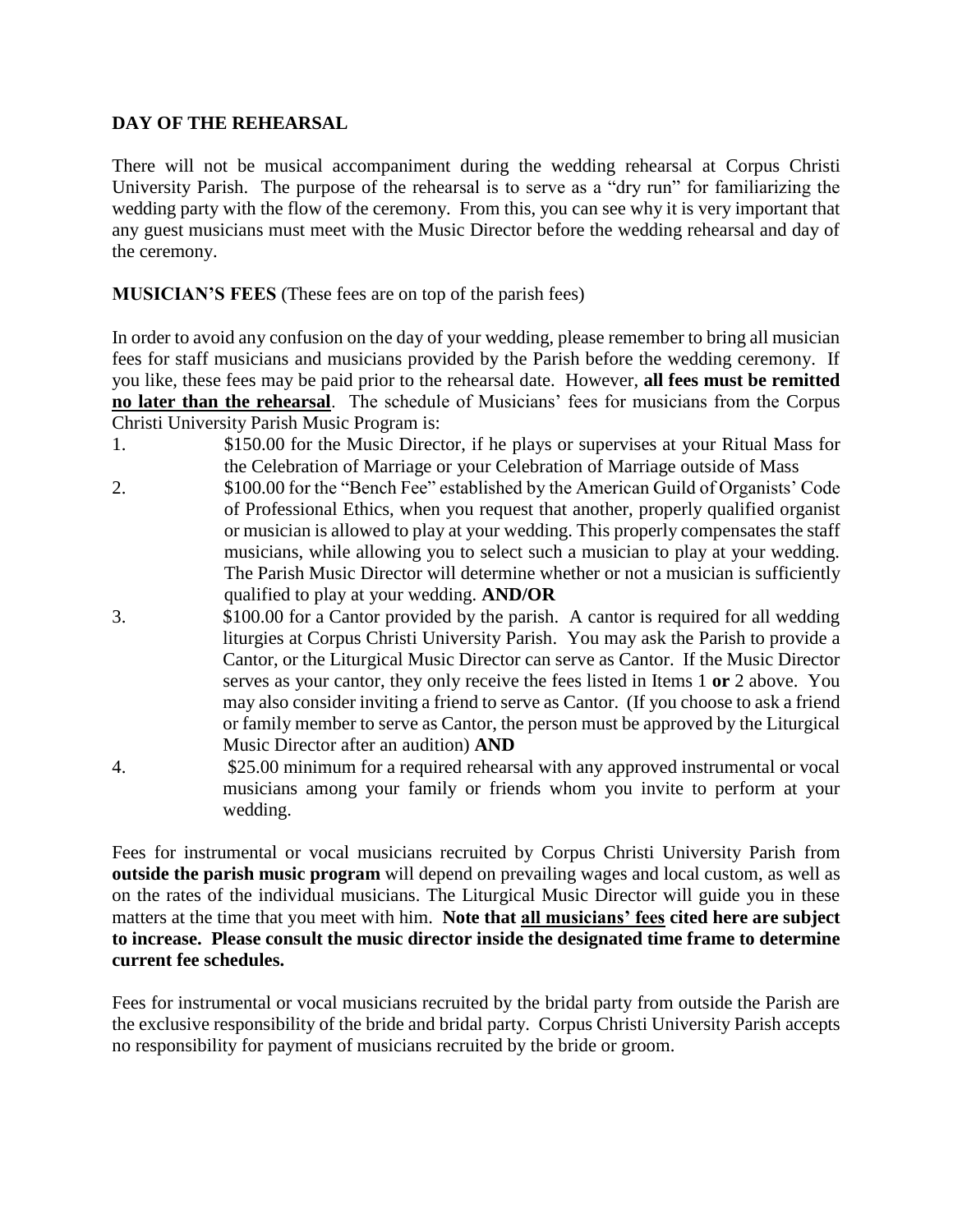**DAY OF THE REHEARSAL**

There will not be musical accompaniment during the wedding rehearsal at Corpus Christi University Parish. The purpose of the rehearsal is to serve as a "dry run" for familiarizing the wedding party with the flow of the ceremony. From this, you can see why it is very important that any guest musicians must meet with the Music Director before the wedding rehearsal and day of the ceremony.

**MUSICIAN'S FEES** (These fees are on top of the parish fees)

In order to avoid any confusion on the day of your wedding, please remember to bring all musician fees for staff musicians and musicians provided by the Parish before the wedding ceremony. If you like, these fees may be paid prior to the rehearsal date. However, **all fees must be remitted <u>no later than the rehearsal</u>**. The schedule of Musicians' fees for musicians from the Corpus Christi University Parish Music Program is:

1. $150.00 for the Music Director, if he plays or supervises at your Ritual Mass for the Celebration of Marriage or your Celebration of Marriage outside of Mass
2. $100.00 for the "Bench Fee" established by the American Guild of Organists' Code of Professional Ethics, when you request that another, properly qualified organist or musician is allowed to play at your wedding. This properly compensates the staff musicians, while allowing you to select such a musician to play at your wedding. The Parish Music Director will determine whether or not a musician is sufficiently qualified to play at your wedding. **AND/OR**
3. $100.00 for a Cantor provided by the parish. A cantor is required for all wedding liturgies at Corpus Christi University Parish. You may ask the Parish to provide a Cantor, or the Liturgical Music Director can serve as Cantor. If the Music Director serves as your cantor, they only receive the fees listed in Items 1 **or** 2 above. You may also consider inviting a friend to serve as Cantor. (If you choose to ask a friend or family member to serve as Cantor, the person must be approved by the Liturgical Music Director after an audition) **AND**
4. $25.00 minimum for a required rehearsal with any approved instrumental or vocal musicians among your family or friends whom you invite to perform at your wedding.

Fees for instrumental or vocal musicians recruited by Corpus Christi University Parish from **outside the parish music program** will depend on prevailing wages and local custom, as well as on the rates of the individual musicians. The Liturgical Music Director will guide you in these matters at the time that you meet with him. **Note that <u>all musicians' fees</u> cited here are subject to increase. Please consult the music director inside the designated time frame to determine current fee schedules.**

Fees for instrumental or vocal musicians recruited by the bridal party from outside the Parish are the exclusive responsibility of the bride and bridal party. Corpus Christi University Parish accepts no responsibility for payment of musicians recruited by the bride or groom.